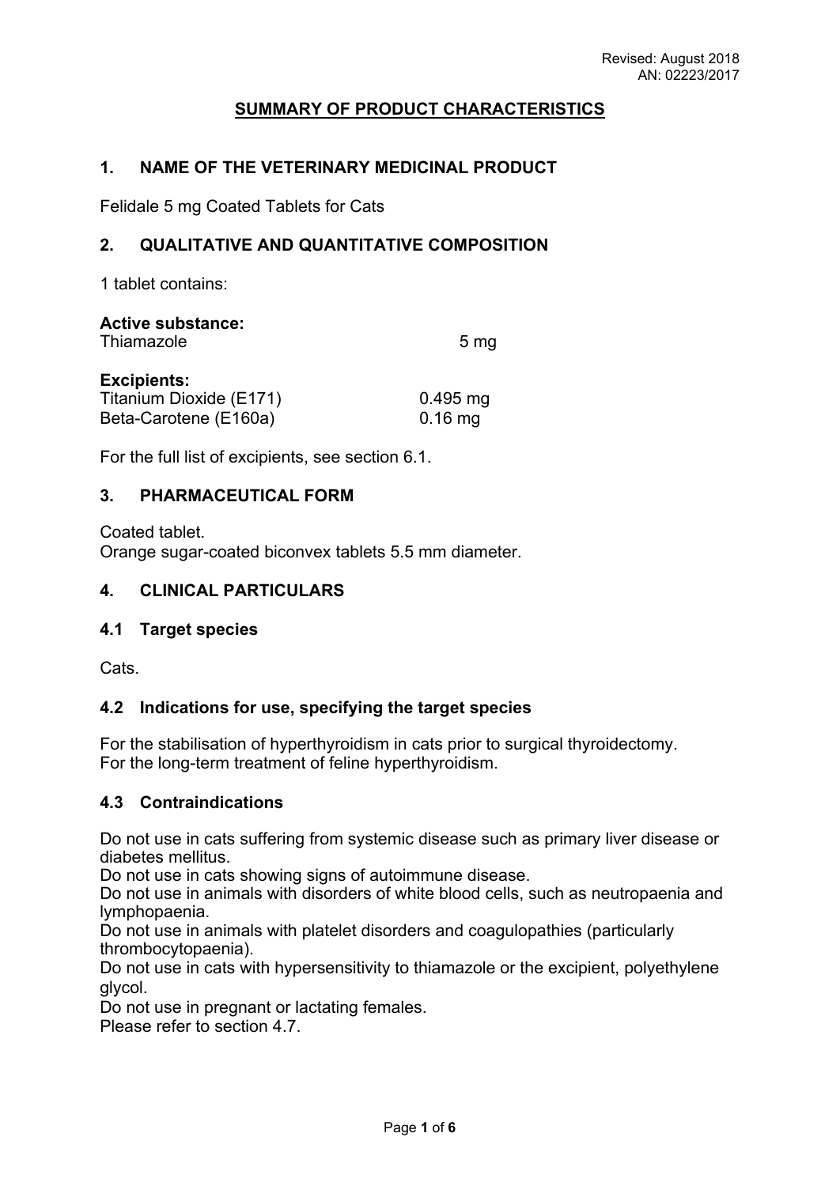Revised: August 2018
AN: 02223/2017

# SUMMARY OF PRODUCT CHARACTERISTICS

## 1. NAME OF THE VETERINARY MEDICINAL PRODUCT

Felidale 5 mg Coated Tablets for Cats

## 2. QUALITATIVE AND QUANTITATIVE COMPOSITION

1 tablet contains:

**Active substance:**

| | |
|---|---|
| Thiamazole | 5 mg |

**Excipients:**

| | |
|---|---|
| Titanium Dioxide (E171) | 0.495 mg |
| Beta-Carotene (E160a) | 0.16 mg |

For the full list of excipients, see section 6.1.

## 3. PHARMACEUTICAL FORM

Coated tablet.
Orange sugar-coated biconvex tablets 5.5 mm diameter.

## 4. CLINICAL PARTICULARS

### 4.1 Target species

Cats.

### 4.2 Indications for use, specifying the target species

For the stabilisation of hyperthyroidism in cats prior to surgical thyroidectomy.
For the long-term treatment of feline hyperthyroidism.

### 4.3 Contraindications

Do not use in cats suffering from systemic disease such as primary liver disease or diabetes mellitus.
Do not use in cats showing signs of autoimmune disease.
Do not use in animals with disorders of white blood cells, such as neutropaenia and lymphopaenia.
Do not use in animals with platelet disorders and coagulopathies (particularly thrombocytopaenia).
Do not use in cats with hypersensitivity to thiamazole or the excipient, polyethylene glycol.
Do not use in pregnant or lactating females.
Please refer to section 4.7.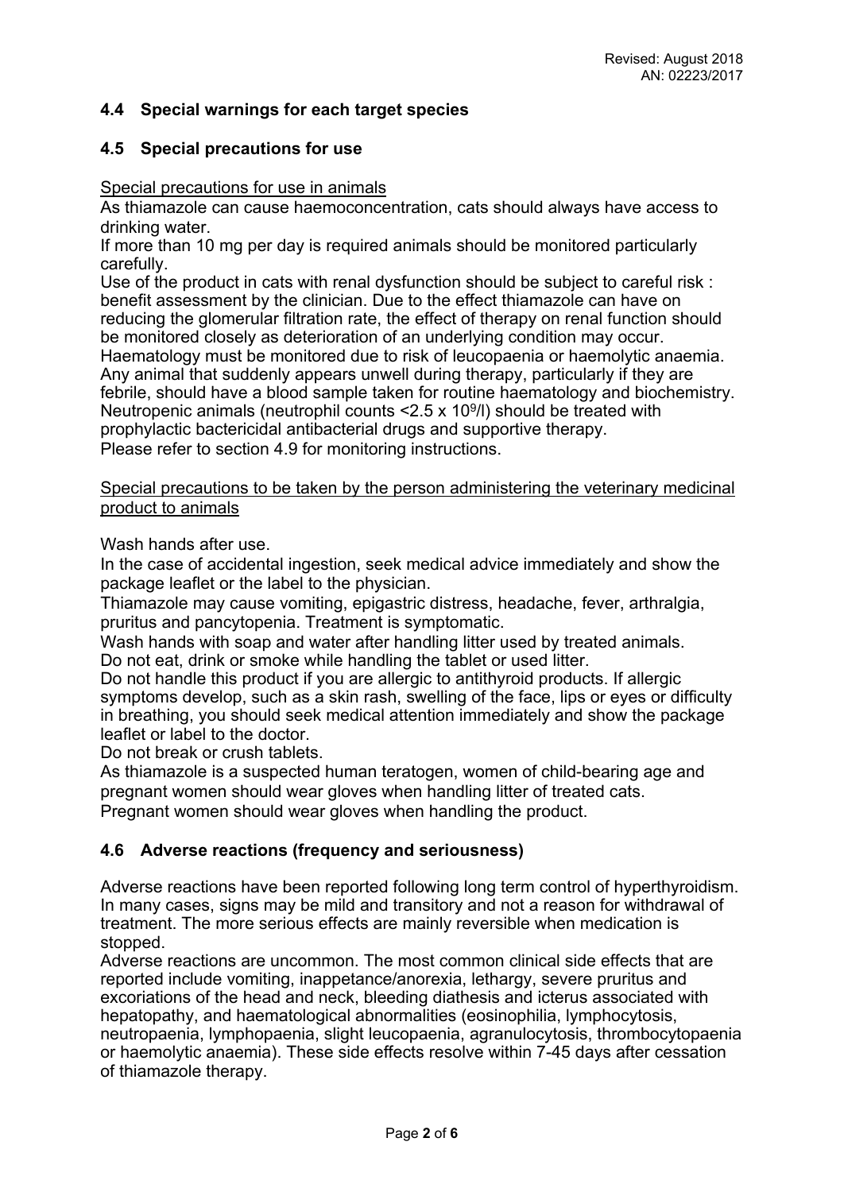### 4.4 Special warnings for each target species

### 4.5 Special precautions for use

Special precautions for use in animals

As thiamazole can cause haemoconcentration, cats should always have access to drinking water.

If more than 10 mg per day is required animals should be monitored particularly carefully.

Use of the product in cats with renal dysfunction should be subject to careful risk : benefit assessment by the clinician. Due to the effect thiamazole can have on reducing the glomerular filtration rate, the effect of therapy on renal function should be monitored closely as deterioration of an underlying condition may occur.

Haematology must be monitored due to risk of leucopaenia or haemolytic anaemia.

Any animal that suddenly appears unwell during therapy, particularly if they are febrile, should have a blood sample taken for routine haematology and biochemistry.

Neutropenic animals (neutrophil counts $<2.5 \times 10^9$/l) should be treated with prophylactic bactericidal antibacterial drugs and supportive therapy.

Please refer to section 4.9 for monitoring instructions.

Special precautions to be taken by the person administering the veterinary medicinal product to animals

Wash hands after use.

In the case of accidental ingestion, seek medical advice immediately and show the package leaflet or the label to the physician.

Thiamazole may cause vomiting, epigastric distress, headache, fever, arthralgia, pruritus and pancytopenia. Treatment is symptomatic.

Wash hands with soap and water after handling litter used by treated animals.

Do not eat, drink or smoke while handling the tablet or used litter.

Do not handle this product if you are allergic to antithyroid products. If allergic symptoms develop, such as a skin rash, swelling of the face, lips or eyes or difficulty in breathing, you should seek medical attention immediately and show the package leaflet or label to the doctor.

Do not break or crush tablets.

As thiamazole is a suspected human teratogen, women of child-bearing age and pregnant women should wear gloves when handling litter of treated cats.

Pregnant women should wear gloves when handling the product.

### 4.6 Adverse reactions (frequency and seriousness)

Adverse reactions have been reported following long term control of hyperthyroidism. In many cases, signs may be mild and transitory and not a reason for withdrawal of treatment. The more serious effects are mainly reversible when medication is stopped.

Adverse reactions are uncommon. The most common clinical side effects that are reported include vomiting, inappetance/anorexia, lethargy, severe pruritus and excoriations of the head and neck, bleeding diathesis and icterus associated with hepatopathy, and haematological abnormalities (eosinophilia, lymphocytosis, neutropaenia, lymphopaenia, slight leucopaenia, agranulocytosis, thrombocytopaenia or haemolytic anaemia). These side effects resolve within 7-45 days after cessation of thiamazole therapy.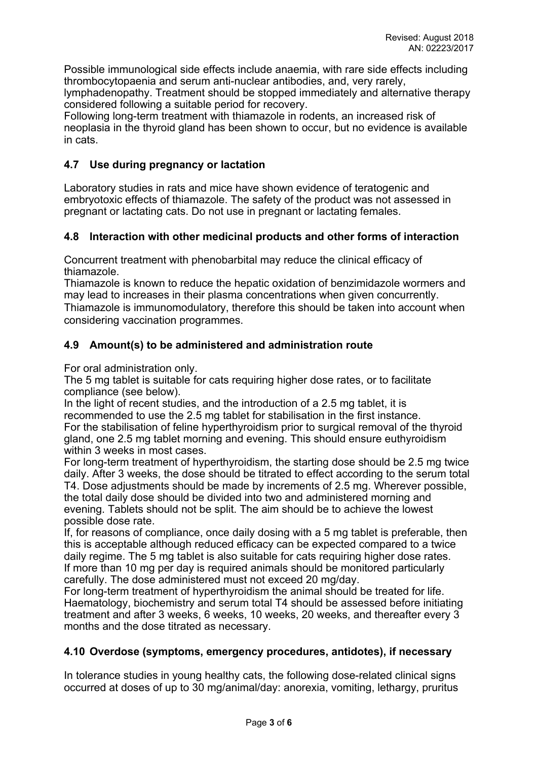Possible immunological side effects include anaemia, with rare side effects including thrombocytopaenia and serum anti-nuclear antibodies, and, very rarely, lymphadenopathy. Treatment should be stopped immediately and alternative therapy considered following a suitable period for recovery.
Following long-term treatment with thiamazole in rodents, an increased risk of neoplasia in the thyroid gland has been shown to occur, but no evidence is available in cats.

## 4.7 Use during pregnancy or lactation

Laboratory studies in rats and mice have shown evidence of teratogenic and embryotoxic effects of thiamazole. The safety of the product was not assessed in pregnant or lactating cats. Do not use in pregnant or lactating females.

## 4.8 Interaction with other medicinal products and other forms of interaction

Concurrent treatment with phenobarbital may reduce the clinical efficacy of thiamazole.
Thiamazole is known to reduce the hepatic oxidation of benzimidazole wormers and may lead to increases in their plasma concentrations when given concurrently.
Thiamazole is immunomodulatory, therefore this should be taken into account when considering vaccination programmes.

## 4.9 Amount(s) to be administered and administration route

For oral administration only.
The 5 mg tablet is suitable for cats requiring higher dose rates, or to facilitate compliance (see below).
In the light of recent studies, and the introduction of a 2.5 mg tablet, it is recommended to use the 2.5 mg tablet for stabilisation in the first instance.
For the stabilisation of feline hyperthyroidism prior to surgical removal of the thyroid gland, one 2.5 mg tablet morning and evening. This should ensure euthyroidism within 3 weeks in most cases.
For long-term treatment of hyperthyroidism, the starting dose should be 2.5 mg twice daily. After 3 weeks, the dose should be titrated to effect according to the serum total T4. Dose adjustments should be made by increments of 2.5 mg. Wherever possible, the total daily dose should be divided into two and administered morning and evening. Tablets should not be split. The aim should be to achieve the lowest possible dose rate.
If, for reasons of compliance, once daily dosing with a 5 mg tablet is preferable, then this is acceptable although reduced efficacy can be expected compared to a twice daily regime. The 5 mg tablet is also suitable for cats requiring higher dose rates.
If more than 10 mg per day is required animals should be monitored particularly carefully. The dose administered must not exceed 20 mg/day.
For long-term treatment of hyperthyroidism the animal should be treated for life. Haematology, biochemistry and serum total T4 should be assessed before initiating treatment and after 3 weeks, 6 weeks, 10 weeks, 20 weeks, and thereafter every 3 months and the dose titrated as necessary.

## 4.10 Overdose (symptoms, emergency procedures, antidotes), if necessary

In tolerance studies in young healthy cats, the following dose-related clinical signs occurred at doses of up to 30 mg/animal/day: anorexia, vomiting, lethargy, pruritus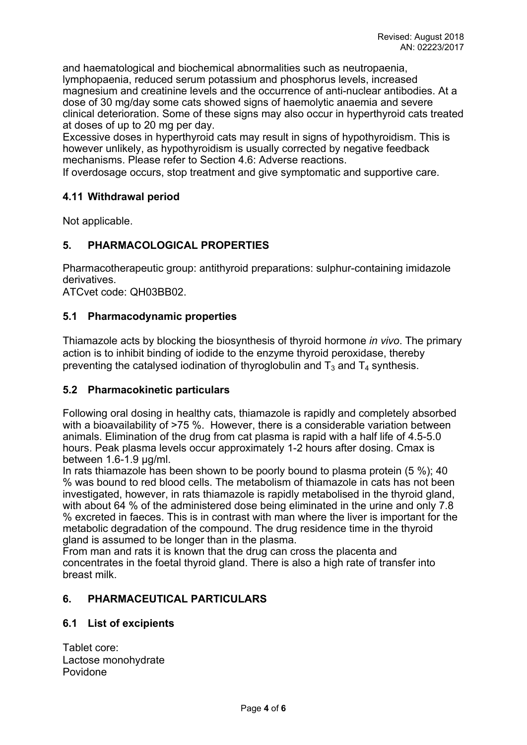and haematological and biochemical abnormalities such as neutropaenia, lymphopaenia, reduced serum potassium and phosphorus levels, increased magnesium and creatinine levels and the occurrence of anti-nuclear antibodies. At a dose of 30 mg/day some cats showed signs of haemolytic anaemia and severe clinical deterioration. Some of these signs may also occur in hyperthyroid cats treated at doses of up to 20 mg per day.
Excessive doses in hyperthyroid cats may result in signs of hypothyroidism. This is however unlikely, as hypothyroidism is usually corrected by negative feedback mechanisms. Please refer to Section 4.6: Adverse reactions.
If overdosage occurs, stop treatment and give symptomatic and supportive care.

### 4.11 Withdrawal period

Not applicable.

## 5. PHARMACOLOGICAL PROPERTIES

Pharmacotherapeutic group: antithyroid preparations: sulphur-containing imidazole derivatives.
ATCvet code: QH03BB02.

### 5.1 Pharmacodynamic properties

Thiamazole acts by blocking the biosynthesis of thyroid hormone *in vivo*. The primary action is to inhibit binding of iodide to the enzyme thyroid peroxidase, thereby preventing the catalysed iodination of thyroglobulin and $T_3$ and $T_4$ synthesis.

### 5.2 Pharmacokinetic particulars

Following oral dosing in healthy cats, thiamazole is rapidly and completely absorbed with a bioavailability of >75 %. However, there is a considerable variation between animals. Elimination of the drug from cat plasma is rapid with a half life of 4.5-5.0 hours. Peak plasma levels occur approximately 1-2 hours after dosing. Cmax is between 1.6-1.9 µg/ml.
In rats thiamazole has been shown to be poorly bound to plasma protein (5 %); 40 % was bound to red blood cells. The metabolism of thiamazole in cats has not been investigated, however, in rats thiamazole is rapidly metabolised in the thyroid gland, with about 64 % of the administered dose being eliminated in the urine and only 7.8 % excreted in faeces. This is in contrast with man where the liver is important for the metabolic degradation of the compound. The drug residence time in the thyroid gland is assumed to be longer than in the plasma.
From man and rats it is known that the drug can cross the placenta and concentrates in the foetal thyroid gland. There is also a high rate of transfer into breast milk.

## 6. PHARMACEUTICAL PARTICULARS

### 6.1 List of excipients

Tablet core:
Lactose monohydrate
Povidone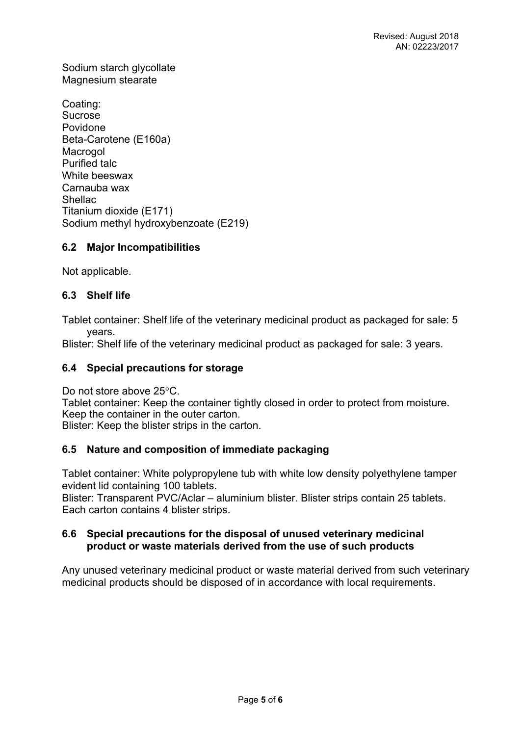Sodium starch glycollate
Magnesium stearate

Coating:
Sucrose
Povidone
Beta-Carotene (E160a)
Macrogol
Purified talc
White beeswax
Carnauba wax
Shellac
Titanium dioxide (E171)
Sodium methyl hydroxybenzoate (E219)

## 6.2 Major Incompatibilities

Not applicable.

## 6.3 Shelf life

Tablet container: Shelf life of the veterinary medicinal product as packaged for sale: 5 years.
Blister: Shelf life of the veterinary medicinal product as packaged for sale: 3 years.

## 6.4 Special precautions for storage

Do not store above 25°C.
Tablet container: Keep the container tightly closed in order to protect from moisture. Keep the container in the outer carton.
Blister: Keep the blister strips in the carton.

## 6.5 Nature and composition of immediate packaging

Tablet container: White polypropylene tub with white low density polyethylene tamper evident lid containing 100 tablets.
Blister: Transparent PVC/Aclar – aluminium blister. Blister strips contain 25 tablets. Each carton contains 4 blister strips.

## 6.6 Special precautions for the disposal of unused veterinary medicinal product or waste materials derived from the use of such products

Any unused veterinary medicinal product or waste material derived from such veterinary medicinal products should be disposed of in accordance with local requirements.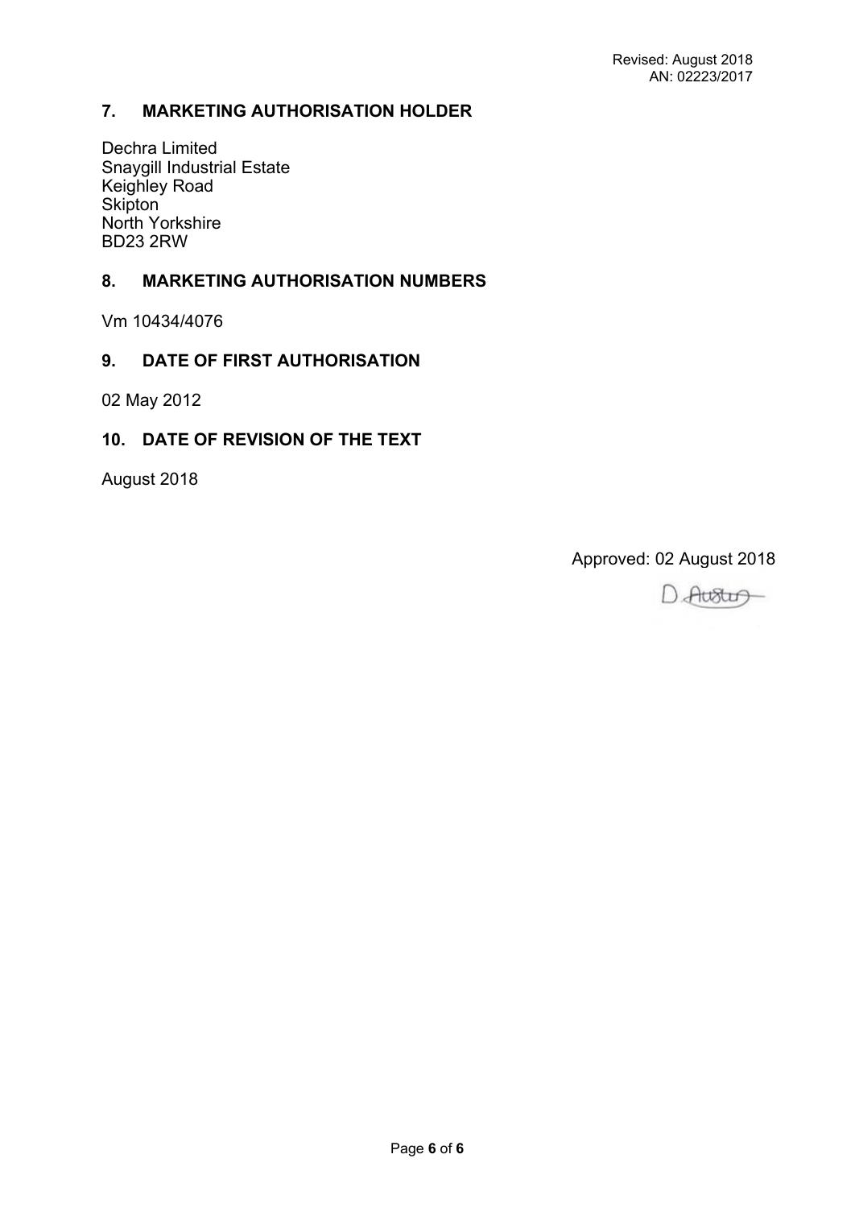Revised: August 2018
AN: 02223/2017

## 7. MARKETING AUTHORISATION HOLDER

Dechra Limited
Snaygill Industrial Estate
Keighley Road
Skipton
North Yorkshire
BD23 2RW

## 8. MARKETING AUTHORISATION NUMBERS

Vm 10434/4076

## 9. DATE OF FIRST AUTHORISATION

02 May 2012

## 10. DATE OF REVISION OF THE TEXT

August 2018

Approved: 02 August 2018

D. Austin